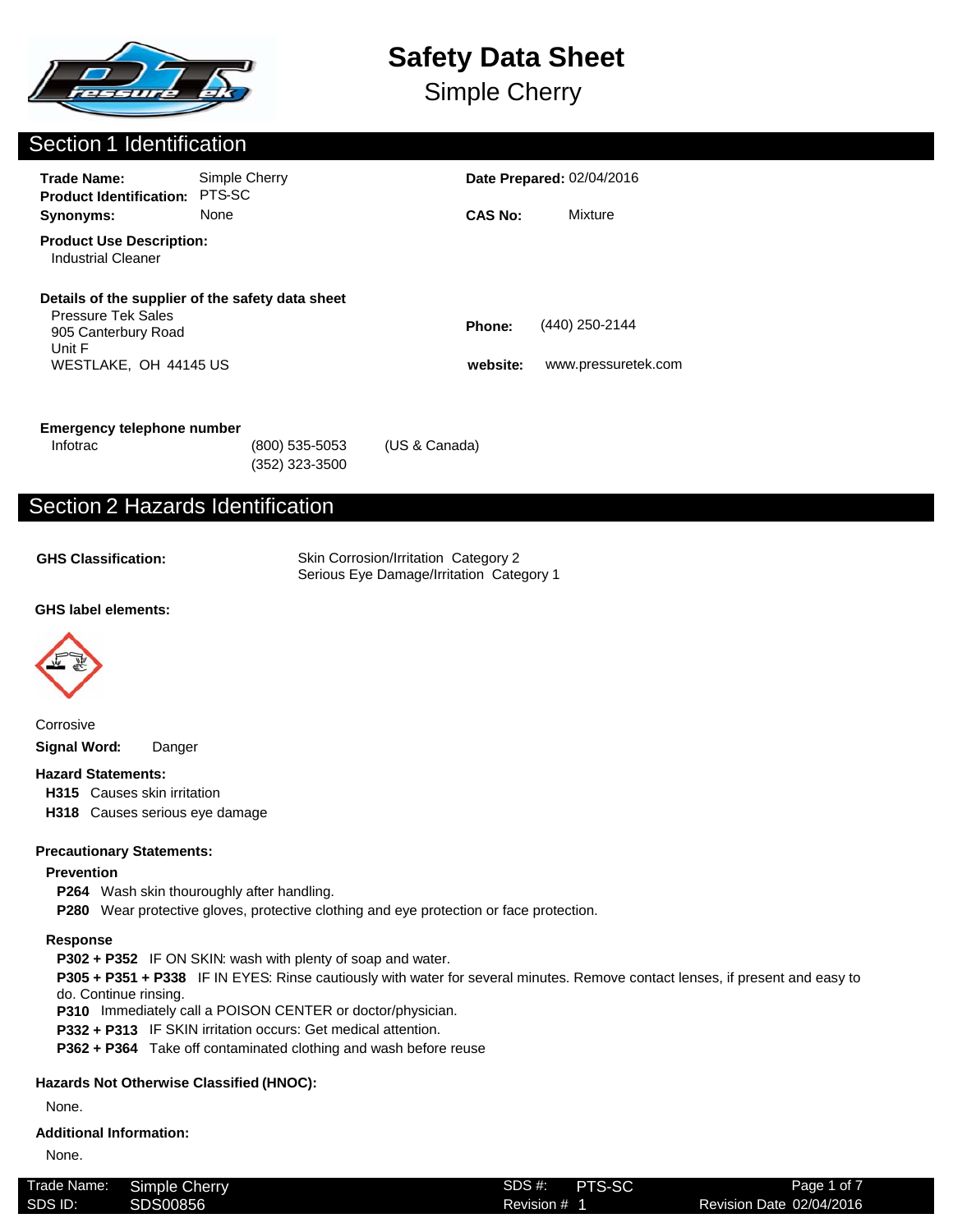# Safety Data Sheet

## Simple Cherry

## Section 1 Identification

**Trade Name:** Simple Cherry
**Product Identification:** PTS-SC
**Synonyms:** None

**Date Prepared:** 02/04/2016
**CAS No:** Mixture

**Product Use Description:**
Industrial Cleaner

**Details of the supplier of the safety data sheet**
Pressure Tek Sales
905 Canterbury Road
Unit F
WESTLAKE, OH 44145 US

**Phone:** (440) 250-2144
**website:** www.pressuretek.com

**Emergency telephone number**
Infotrac (800) 535-5053 (US & Canada)
(352) 323-3500

## Section 2 Hazards Identification

**GHS Classification:** Skin Corrosion/Irritation Category 2
Serious Eye Damage/Irritation Category 1

**GHS label elements:**

Corrosive

**Signal Word:** Danger

**Hazard Statements:**

**H315** Causes skin irritation
**H318** Causes serious eye damage

**Precautionary Statements:**

**Prevention**

**P264** Wash skin thourougly after handling.
**P280** Wear protective gloves, protective clothing and eye protection or face protection.

**Response**

**P302 + P352** IF ON SKIN: wash with plenty of soap and water.
**P305 + P351 + P338** IF IN EYES: Rinse cautiously with water for several minutes. Remove contact lenses, if present and easy to do. Continue rinsing.
**P310** Immediately call a POISON CENTER or doctor/physician.
**P332 + P313** IF SKIN irritation occurs: Get medical attention.
**P362 + P364** Take off contaminated clothing and wash before reuse

**Hazards Not Otherwise Classified (HNOC):**

None.

**Additional Information:**

None.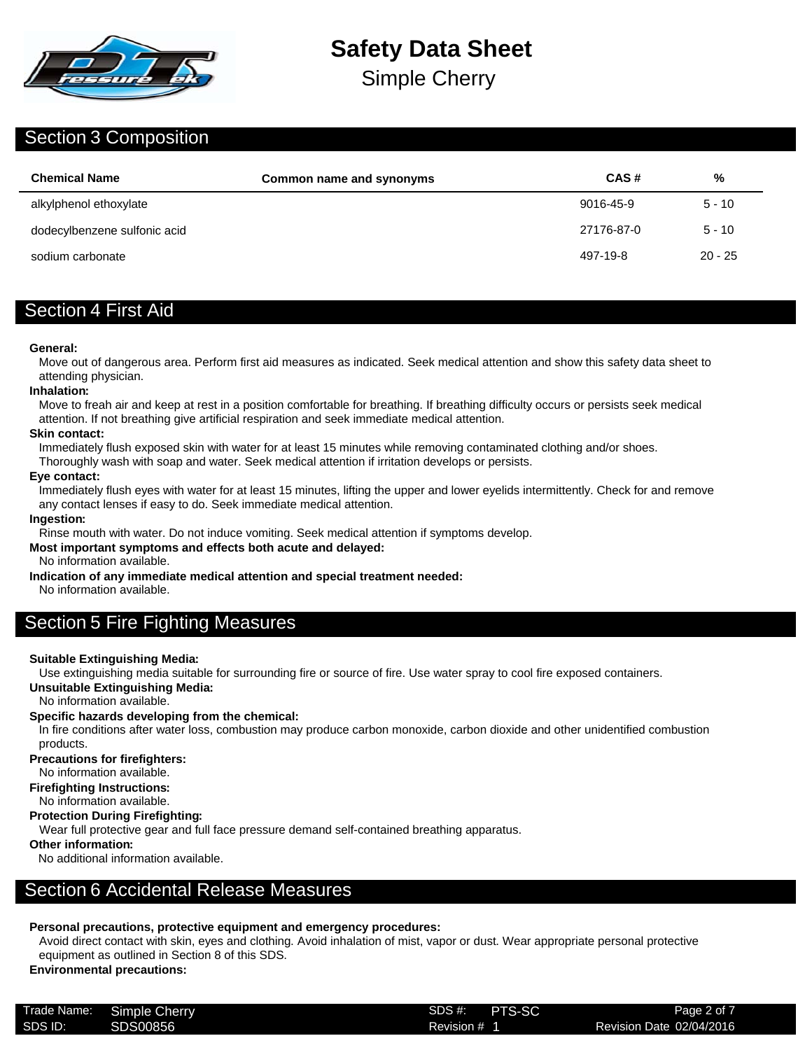# Safety Data Sheet

## Simple Cherry

## Section 3 Composition

| Chemical Name | Common name and synonyms | CAS # | % |
|---|---|---|---|
| alkylphenol ethoxylate | | 9016-45-9 | 5 - 10 |
| dodecylbenzene sulfonic acid | | 27176-87-0 | 5 - 10 |
| sodium carbonate | | 497-19-8 | 20 - 25 |

## Section 4 First Aid

**General:**
Move out of dangerous area. Perform first aid measures as indicated. Seek medical attention and show this safety data sheet to attending physician.

**Inhalation:**
Move to freah air and keep at rest in a position comfortable for breathing. If breathing difficulty occurs or persists seek medical attention. If not breathing give artificial respiration and seek immediate medical attention.

**Skin contact:**
Immediately flush exposed skin with water for at least 15 minutes while removing contaminated clothing and/or shoes. Thoroughly wash with soap and water. Seek medical attention if irritation develops or persists.

**Eye contact:**
Immediately flush eyes with water for at least 15 minutes, lifting the upper and lower eyelids intermittently. Check for and remove any contact lenses if easy to do. Seek immediate medical attention.

**Ingestion:**
Rinse mouth with water. Do not induce vomiting. Seek medical attention if symptoms develop.

**Most important symptoms and effects both acute and delayed:**
No information available.

**Indication of any immediate medical attention and special treatment needed:**
No information available.

## Section 5 Fire Fighting Measures

**Suitable Extinguishing Media:**
Use extinguishing media suitable for surrounding fire or source of fire. Use water spray to cool fire exposed containers.

**Unsuitable Extinguishing Media:**
No information available.

**Specific hazards developing from the chemical:**
In fire conditions after water loss, combustion may produce carbon monoxide, carbon dioxide and other unidentified combustion products.

**Precautions for firefighters:**
No information available.

**Firefighting Instructions:**
No information available.

**Protection During Firefighting:**
Wear full protective gear and full face pressure demand self-contained breathing apparatus.

**Other information:**
No additional information available.

## Section 6 Accidental Release Measures

**Personal precautions, protective equipment and emergency procedures:**
Avoid direct contact with skin, eyes and clothing. Avoid inhalation of mist, vapor or dust. Wear appropriate personal protective equipment as outlined in Section 8 of this SDS.

**Environmental precautions:**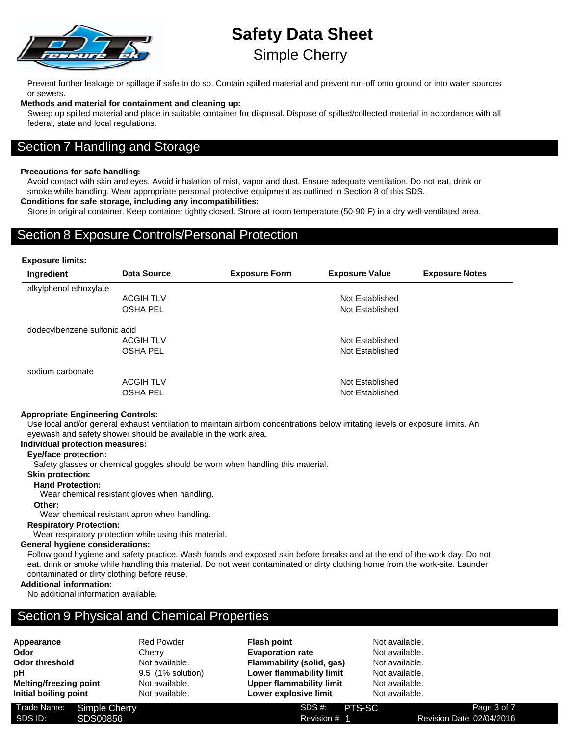Prevent further leakage or spillage if safe to do so. Contain spilled material and prevent run-off onto ground or into water sources or sewers.

**Methods and material for containment and cleaning up:**

Sweep up spilled material and place in suitable container for disposal. Dispose of spilled/collected material in accordance with all federal, state and local regulations.

## Section 7 Handling and Storage

**Precautions for safe handling:**

Avoid contact with skin and eyes. Avoid inhalation of mist, vapor and dust. Ensure adequate ventilation. Do not eat, drink or smoke while handling. Wear appropriate personal protective equipment as outlined in Section 8 of this SDS.

**Conditions for safe storage, including any incompatibilities:**

Store in original container. Keep container tightly closed. Strore at room temperature (50-90 F) in a dry well-ventilated area.

## Section 8 Exposure Controls/Personal Protection

**Exposure limits:**

| Ingredient | Data Source | Exposure Form | Exposure Value | Exposure Notes |
|---|---|---|---|---|
| alkylphenol ethoxylate | | | | |
| | ACGIH TLV | | Not Established | |
| | OSHA PEL | | Not Established | |
| dodecylbenzene sulfonic acid | | | | |
| | ACGIH TLV | | Not Established | |
| | OSHA PEL | | Not Established | |
| sodium carbonate | | | | |
| | ACGIH TLV | | Not Established | |
| | OSHA PEL | | Not Established | |

**Appropriate Engineering Controls:**

Use local and/or general exhaust ventilation to maintain airborn concentrations below irritating levels or exposure limits. An eyewash and safety shower should be available in the work area.

**Individual protection measures:**

**Eye/face protection:**

Safety glasses or chemical goggles should be worn when handling this material.

**Skin protection:**

**Hand Protection:**

Wear chemical resistant gloves when handling.

**Other:**

Wear chemical resistant apron when handling.

**Respiratory Protection:**

Wear respiratory protection while using this material.

**General hygiene considerations:**

Follow good hygiene and safety practice. Wash hands and exposed skin before breaks and at the end of the work day. Do not eat, drink or smoke while handling this material. Do not wear contaminated or dirty clothing home from the work-site. Launder contaminated or dirty clothing before reuse.

**Additional information:**

No additional information available.

## Section 9 Physical and Chemical Properties

| | | | |
|---|---|---|---|
| **Appearance** | Red Powder | **Flash point** | Not available. |
| **Odor** | Cherry | **Evaporation rate** | Not available. |
| **Odor threshold** | Not available. | **Flammability (solid, gas)** | Not available. |
| **pH** | 9.5 (1% solution) | **Lower flammability limit** | Not available. |
| **Melting/freezing point** | Not available. | **Upper flammability limit** | Not available. |
| **Initial boiling point** | Not available. | **Lower explosive limit** | Not available. |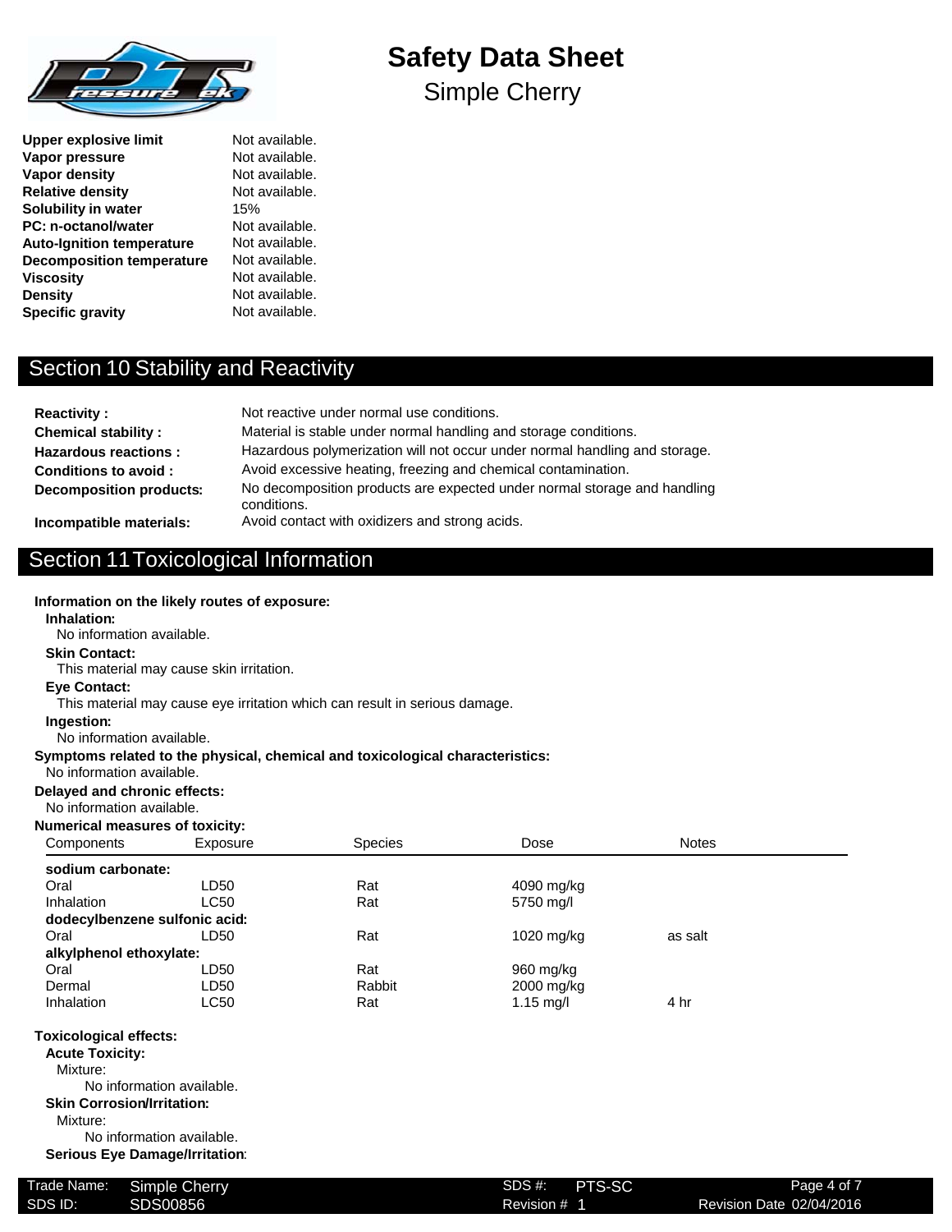| | |
|---|---|
| **Upper explosive limit** | Not available. |
| **Vapor pressure** | Not available. |
| **Vapor density** | Not available. |
| **Relative density** | Not available. |
| **Solubility in water** | 15% |
| **PC: n-octanol/water** | Not available. |
| **Auto-Ignition temperature** | Not available. |
| **Decomposition temperature** | Not available. |
| **Viscosity** | Not available. |
| **Density** | Not available. |
| **Specific gravity** | Not available. |

## Section 10 Stability and Reactivity

| | |
|---|---|
| **Reactivity :** | Not reactive under normal use conditions. |
| **Chemical stability :** | Material is stable under normal handling and storage conditions. |
| **Hazardous reactions :** | Hazardous polymerization will not occur under normal handling and storage. |
| **Conditions to avoid :** | Avoid excessive heating, freezing and chemical contamination. |
| **Decomposition products:** | No decomposition products are expected under normal storage and handling conditions. |
| **Incompatible materials:** | Avoid contact with oxidizers and strong acids. |

## Section 11 Toxicological Information

**Information on the likely routes of exposure:**

**Inhalation:**

No information available.

**Skin Contact:**

This material may cause skin irritation.

**Eye Contact:**

This material may cause eye irritation which can result in serious damage.

**Ingestion:**

No information available.

**Symptoms related to the physical, chemical and toxicological characteristics:**

No information available.

**Delayed and chronic effects:**

No information available.

**Numerical measures of toxicity:**

| Components | Exposure | Species | Dose | Notes |
|---|---|---|---|---|
| **sodium carbonate:** | | | | |
| Oral | LD50 | Rat | 4090 mg/kg | |
| Inhalation | LC50 | Rat | 5750 mg/l | |
| **dodecylbenzene sulfonic acid:** | | | | |
| Oral | LD50 | Rat | 1020 mg/kg | as salt |
| **alkylphenol ethoxylate:** | | | | |
| Oral | LD50 | Rat | 960 mg/kg | |
| Dermal | LD50 | Rabbit | 2000 mg/kg | |
| Inhalation | LC50 | Rat | 1.15 mg/l | 4 hr |

**Toxicological effects:**

**Acute Toxicity:**

Mixture:

No information available.

**Skin Corrosion/Irritation:**

Mixture:

No information available.

**Serious Eye Damage/Irritation:**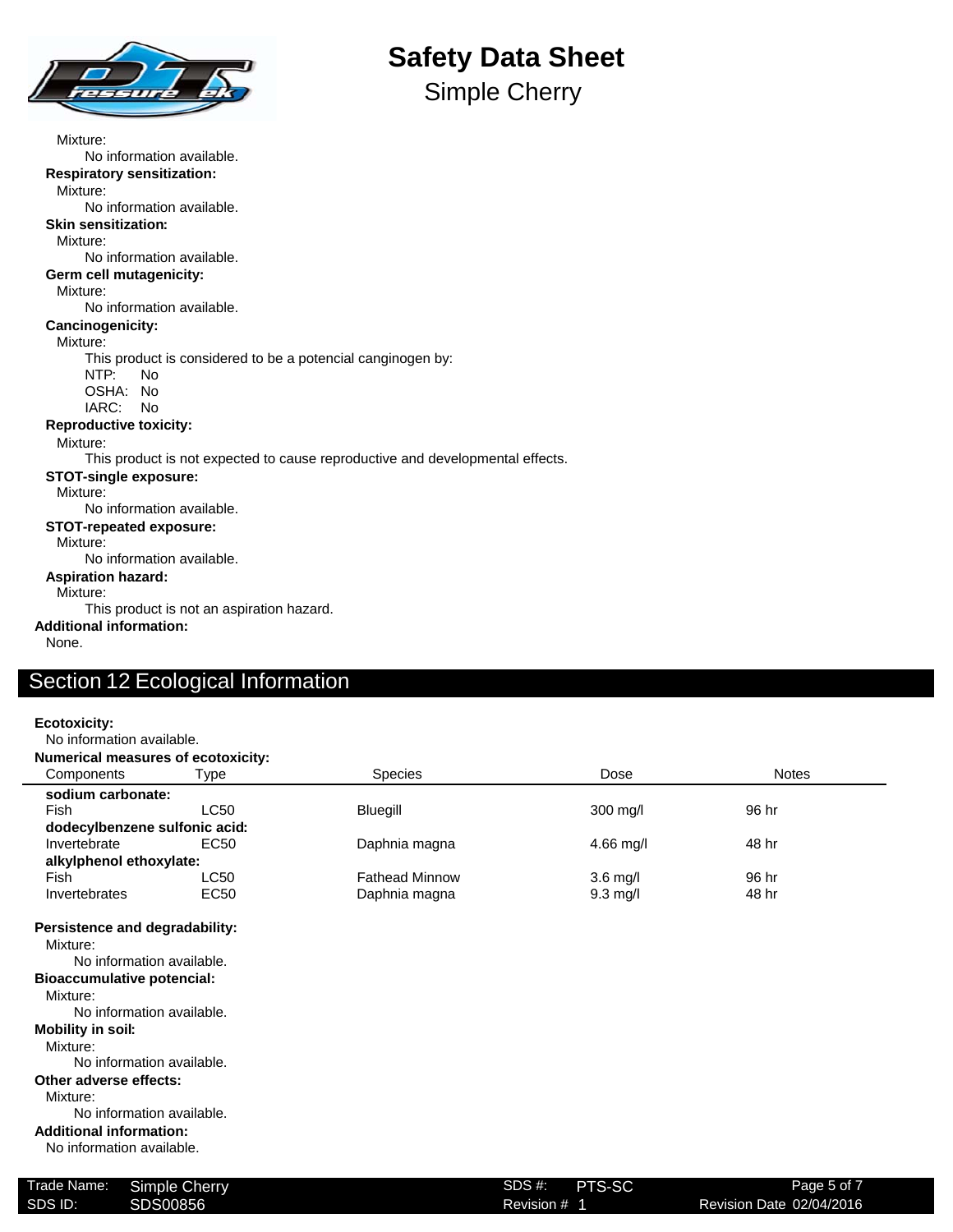Mixture:

No information available.

**Respiratory sensitization:**

Mixture:

No information available.

**Skin sensitization:**

Mixture:

No information available.

**Germ cell mutagenicity:**

Mixture:

No information available.

**Cancinogenicity:**

Mixture:

This product is considered to be a potencial canginogen by:

NTP: No

OSHA: No

IARC: No

**Reproductive toxicity:**

Mixture:

This product is not expected to cause reproductive and developmental effects.

**STOT-single exposure:**

Mixture:

No information available.

**STOT-repeated exposure:**

Mixture:

No information available.

**Aspiration hazard:**

Mixture:

This product is not an aspiration hazard.

**Additional information:**

None.

## Section 12 Ecological Information

**Ecotoxicity:**

No information available.

**Numerical measures of ecotoxicity:**

| Components | Type | Species | Dose | Notes |
|---|---|---|---|---|
| **sodium carbonate:** | | | | |
| Fish | LC50 | Bluegill | 300 mg/l | 96 hr |
| **dodecylbenzene sulfonic acid:** | | | | |
| Invertebrate | EC50 | Daphnia magna | 4.66 mg/l | 48 hr |
| **alkylphenol ethoxylate:** | | | | |
| Fish | LC50 | Fathead Minnow | 3.6 mg/l | 96 hr |
| Invertebrates | EC50 | Daphnia magna | 9.3 mg/l | 48 hr |

**Persistence and degradability:**

Mixture:

No information available.

**Bioaccumulative potencial:**

Mixture:

No information available.

**Mobility in soil:**

Mixture:

No information available.

**Other adverse effects:**

Mixture:

No information available.

**Additional information:**

No information available.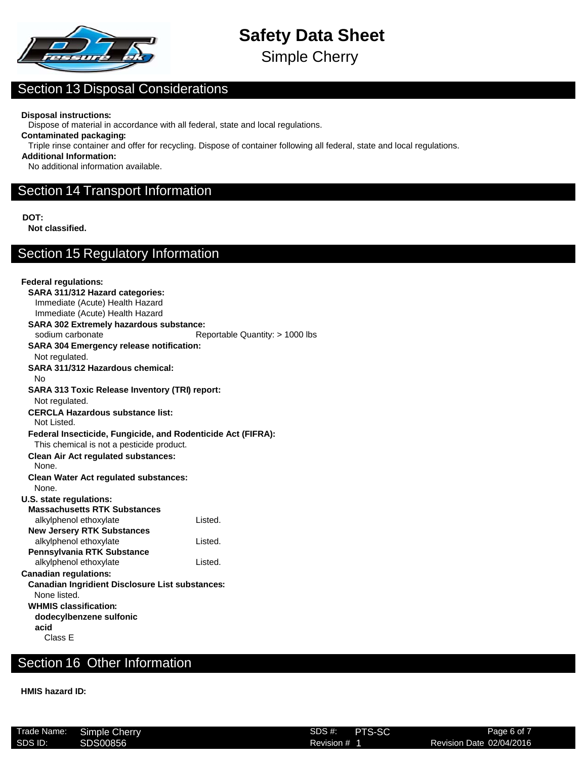## Section 13 Disposal Considerations

**Disposal instructions:**

Dispose of material in accordance with all federal, state and local regulations.

**Contaminated packaging:**

Triple rinse container and offer for recycling. Dispose of container following all federal, state and local regulations.

**Additional Information:**

No additional information available.

## Section 14 Transport Information

**DOT:**

**Not classified.**

## Section 15 Regulatory Information

**Federal regulations:**

**SARA 311/312 Hazard categories:**

Immediate (Acute) Health Hazard

Immediate (Acute) Health Hazard

**SARA 302 Extremely hazardous substance:**

sodium carbonate — Reportable Quantity: > 1000 lbs

**SARA 304 Emergency release notification:**

Not regulated.

**SARA 311/312 Hazardous chemical:**

No

**SARA 313 Toxic Release Inventory (TRI) report:**

Not regulated.

**CERCLA Hazardous substance list:**

Not Listed.

**Federal Insecticide, Fungicide, and Rodenticide Act (FIFRA):**

This chemical is not a pesticide product.

**Clean Air Act regulated substances:**

None.

**Clean Water Act regulated substances:**

None.

**U.S. state regulations:**

**Massachusetts RTK Substances**

alkylphenol ethoxylate — Listed.

**New Jersery RTK Substances**

alkylphenol ethoxylate — Listed.

**Pennsylvania RTK Substance**

alkylphenol ethoxylate — Listed.

**Canadian regulations:**

**Canadian Ingridient Disclosure List substances:**

None listed.

**WHMIS classification:**

**dodecylbenzene sulfonic acid**

Class E

## Section 16 Other Information

**HMIS hazard ID:**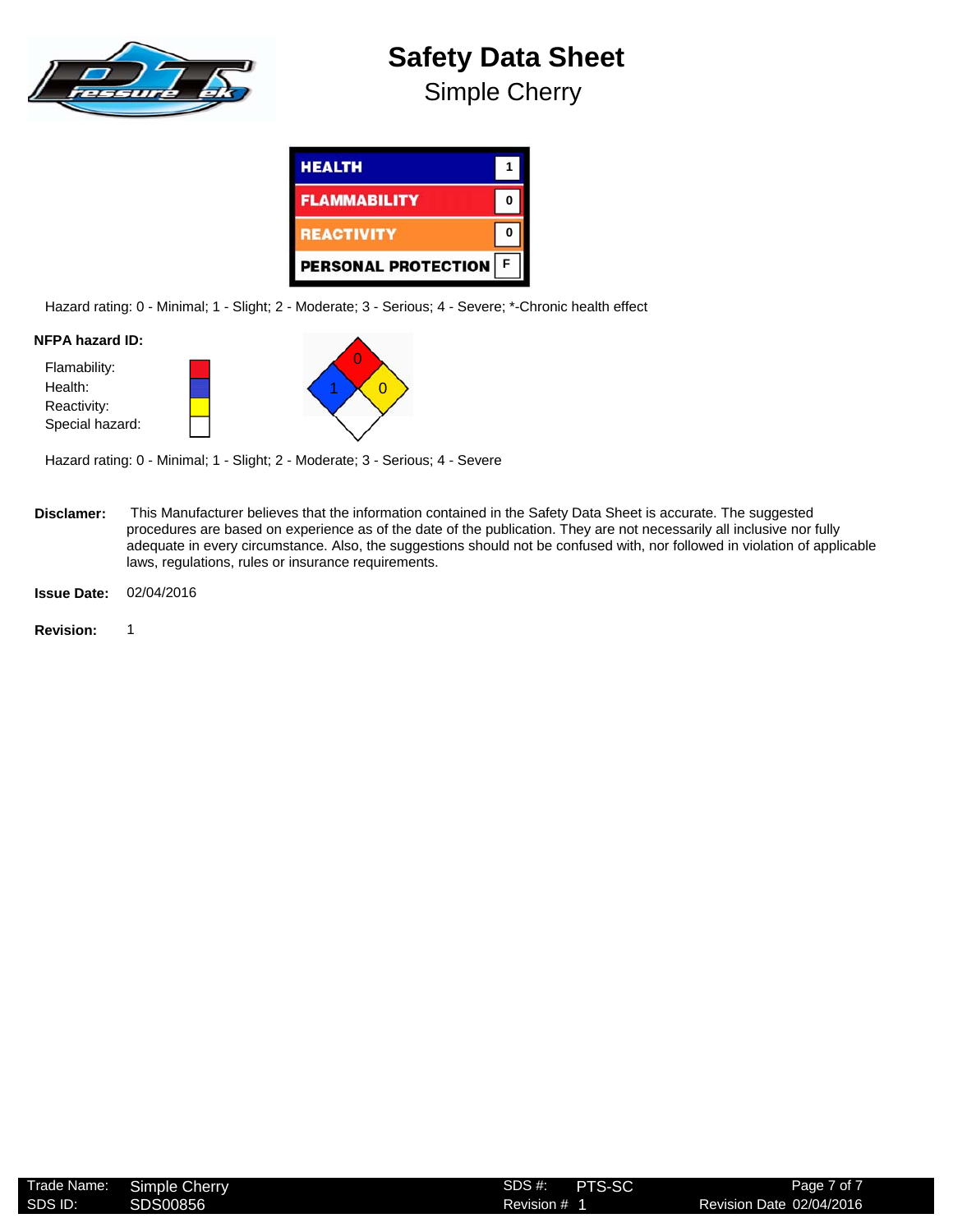# Safety Data Sheet

## Simple Cherry

| | |
|---|---|
| HEALTH | 1 |
| FLAMMABILITY | 0 |
| REACTIVITY | 0 |
| PERSONAL PROTECTION | F |

Hazard rating: 0 - Minimal; 1 - Slight; 2 - Moderate; 3 - Serious; 4 - Severe; *-Chronic health effect

**NFPA hazard ID:**

Flamability:
Health:
Reactivity:
Special hazard:

0
1
0

Hazard rating: 0 - Minimal; 1 - Slight; 2 - Moderate; 3 - Serious; 4 - Severe

**Disclamer:** This Manufacturer believes that the information contained in the Safety Data Sheet is accurate. The suggested procedures are based on experience as of the date of the publication. They are not necessarily all inclusive nor fully adequate in every circumstance. Also, the suggestions should not be confused with, nor followed in violation of applicable laws, regulations, rules or insurance requirements.

**Issue Date:** 02/04/2016

**Revision:** 1